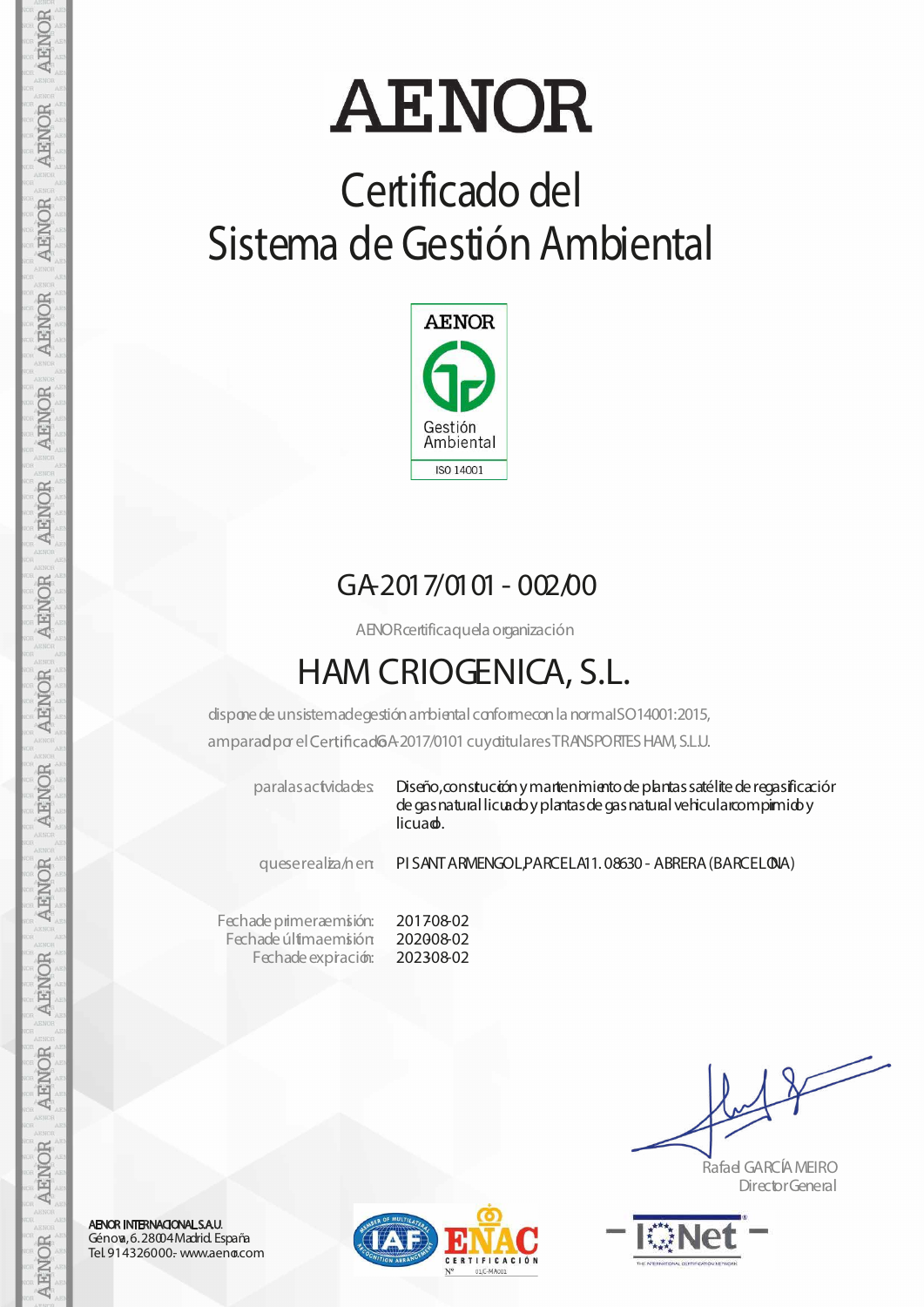# AENOR

## Certificado del Sistema de Gestión Ambiental

AENOR

Gestión Ambiental

ISO 14001

### GA-2017/0101 - 002/00

AENOR certifica que la organización

## HAM CRIOGENICA, S.L.

dispone de un sistema de gestión ambiental conforme con la norma ISO 14001:2015, amparado por el Certificado GA-2017/0101 cuyo titular es TRANSPORTES HAM, S.L.U.

| | |
|---|---|
| para las actividades: | Diseño, construcción y mantenimiento de plantas satélite de regasificación de gas natural licuado y plantas de gas natural vehicular comprimido y licuado. |
| que se realiza/n en: | PI SANT ARMENGOL, PARCELA 11. 08630 - ABRERA (BARCELONA) |

| | |
|---|---|
| Fecha de primera emisión: | 2017-08-02 |
| Fecha de última emisión: | 2020-08-02 |
| Fecha de expiración: | 2023-08-02 |

Rafael GARCÍA MEIRO
Director General

AENOR INTERNACIONAL S.A.U.
Génova, 6. 28004 Madrid. España
Tel. 914326000.- www.aenor.com

ENAC CERTIFICACIÓN Nº 01/C-MA001

IQNet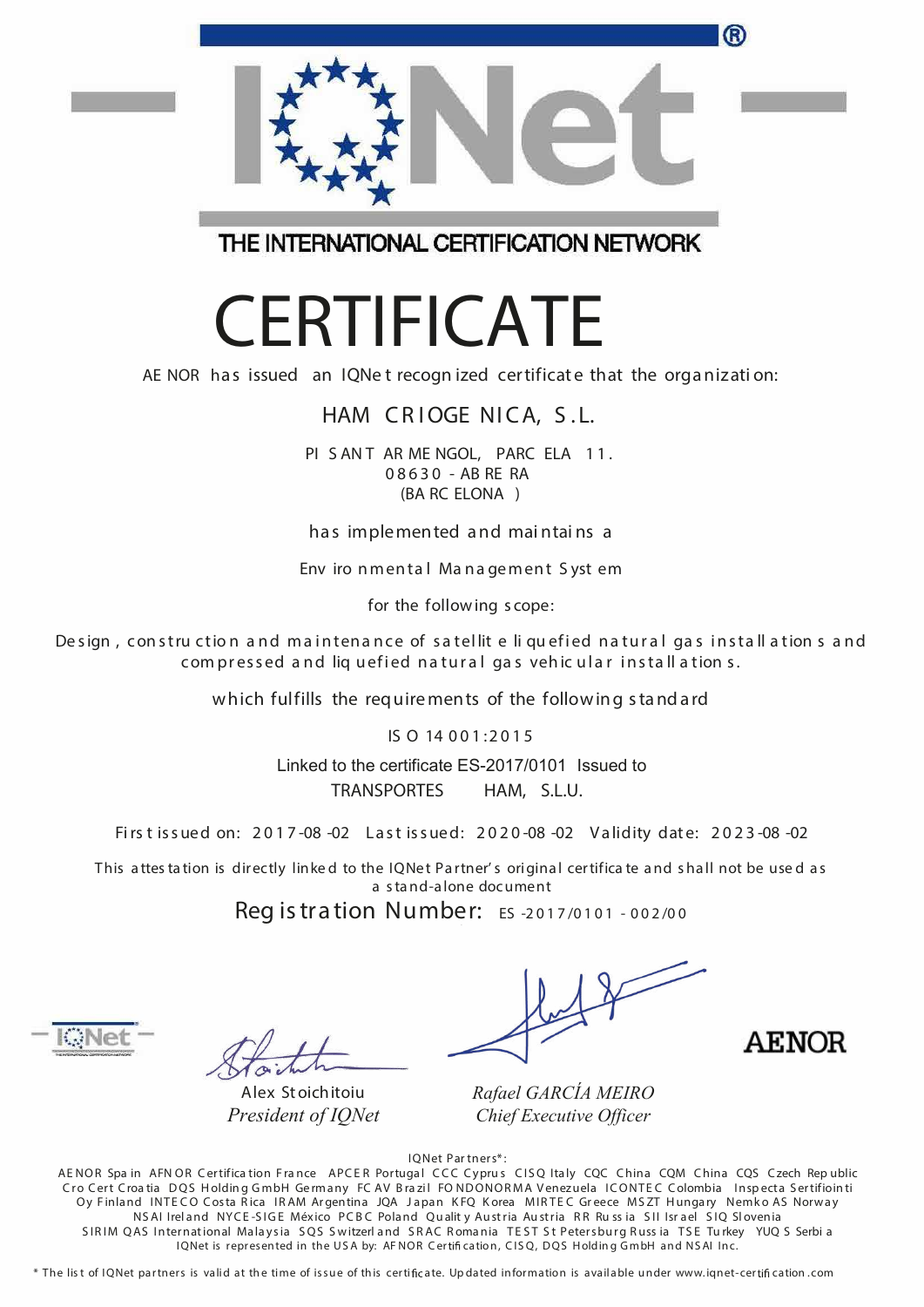IQNet®

THE INTERNATIONAL CERTIFICATION NETWORK

# CERTIFICATE

AENOR has issued an IQNet recognized certificate that the organization:

## HAM CRIOGENICA, S.L.

PI SANT ARMENGOL, PARCELA 11.
08630 - ABRERA
(BARCELONA )

has implemented and maintains a

Environmental Management System

for the following scope:

Design, construction and maintenance of satellite liquefied natural gas installations and compressed and liquefied natural gas vehicular installations.

which fulfills the requirements of the following standard

ISO 14001:2015

Linked to the certificate ES-2017/0101 Issued to
TRANSPORTES HAM, S.L.U.

First issued on: 2017-08-02 Last issued: 2020-08-02 Validity date: 2023-08-02

This attestation is directly linked to the IQNet Partner's original certificate and shall not be used as a stand-alone document

Registration Number: ES-2017/0101 - 002/00

Alex Stoichitoiu
*President of IQNet*

Rafael GARCÍA MEIRO
*Chief Executive Officer*

AENOR

IQNet Partners*:

AENOR Spain AFNOR Certification France APCER Portugal CCC Cyprus CISQ Italy CQC China CQM China CQS Czech Republic Cro Cert Croatia DQS Holding GmbH Germany FCAV Brazil FONDONORMA Venezuela ICONTEC Colombia Inspecta Sertifiointi Oy Finland INTECO Costa Rica IRAM Argentina JQA Japan KFQ Korea MIRTEC Greece MSZT Hungary Nemko AS Norway NSAI Ireland NYCE-SIGE México PCBC Poland Quality Austria Austria RR Russia SII Israel SIQ Slovenia SIRIM QAS International Malaysia SQS Switzerland SRAC Romania TEST St Petersburg Russia TSE Turkey YUQS Serbia IQNet is represented in the USA by: AFNOR Certification, CISQ, DQS Holding GmbH and NSAI Inc.

* The list of IQNet partners is valid at the time of issue of this certificate. Updated information is available under www.iqnet-certification.com